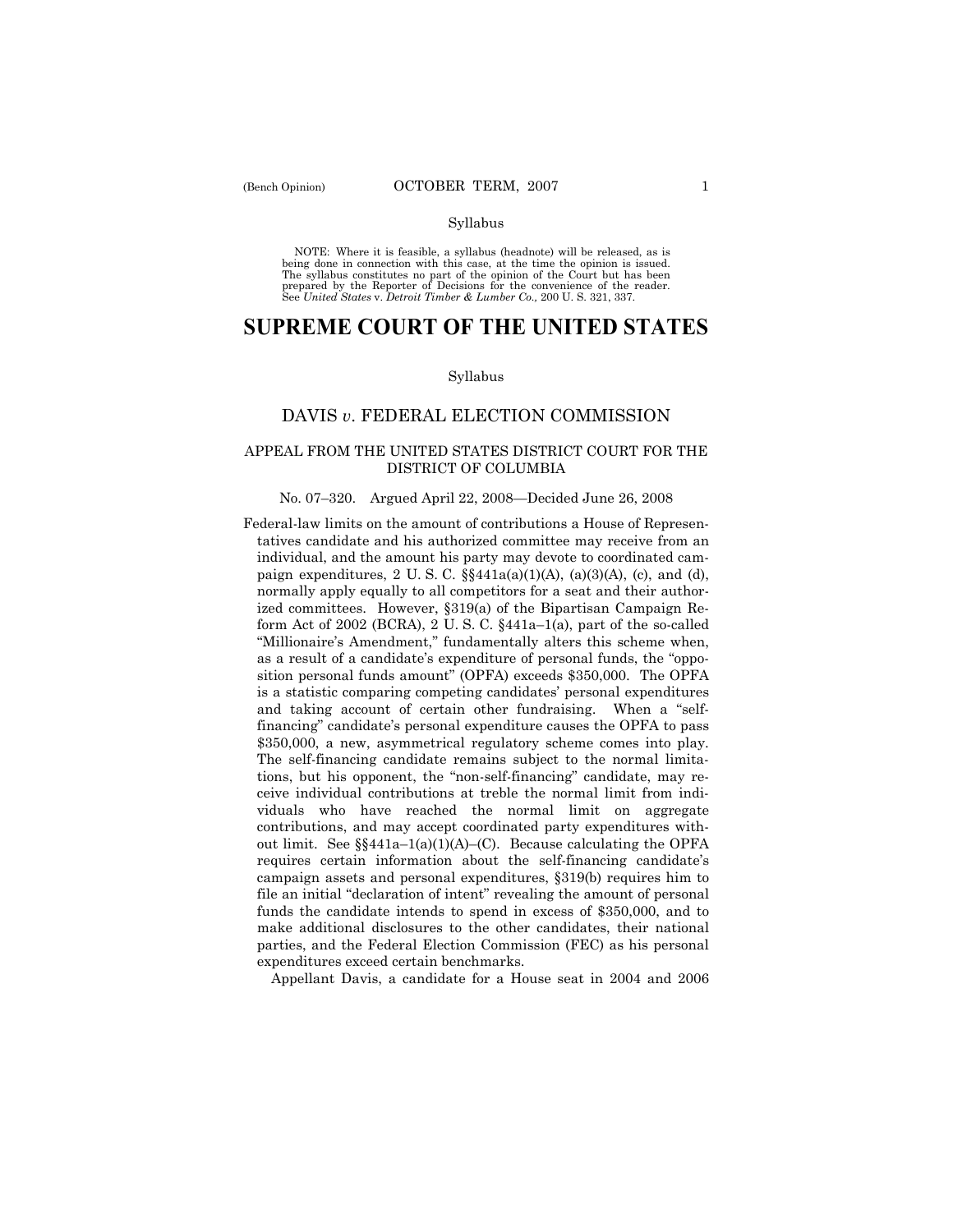Syllabus

NOTE: Where it is feasible, a syllabus (headnote) will be released, as is being done in connection with this case, at the time the opinion is issued. The syllabus constitutes no part of the opinion of the Court but has been prepared by the Reporter of Decisions for the convenience of the reader. See *United States* v. *Detroit Timber & Lumber Co.,* 200 U. S. 321, 337.

# SUPREME COURT OF THE UNITED STATES

Syllabus

## DAVIS *v*. FEDERAL ELECTION COMMISSION

### APPEAL FROM THE UNITED STATES DISTRICT COURT FOR THE DISTRICT OF COLUMBIA

No. 07–320. Argued April 22, 2008—Decided June 26, 2008

Federal-law limits on the amount of contributions a House of Representatives candidate and his authorized committee may receive from an individual, and the amount his party may devote to coordinated campaign expenditures, 2 U. S. C. §§441a(a)(1)(A), (a)(3)(A), (c), and (d), normally apply equally to all competitors for a seat and their authorized committees. However, §319(a) of the Bipartisan Campaign Reform Act of 2002 (BCRA), 2 U. S. C. §441a–1(a), part of the so-called "Millionaire's Amendment," fundamentally alters this scheme when, as a result of a candidate's expenditure of personal funds, the "opposition personal funds amount" (OPFA) exceeds $350,000. The OPFA is a statistic comparing competing candidates' personal expenditures and taking account of certain other fundraising. When a "self-financing" candidate's personal expenditure causes the OPFA to pass $350,000, a new, asymmetrical regulatory scheme comes into play. The self-financing candidate remains subject to the normal limitations, but his opponent, the "non-self-financing" candidate, may receive individual contributions at treble the normal limit from individuals who have reached the normal limit on aggregate contributions, and may accept coordinated party expenditures without limit. See §§441a–1(a)(1)(A)–(C). Because calculating the OPFA requires certain information about the self-financing candidate's campaign assets and personal expenditures, §319(b) requires him to file an initial "declaration of intent" revealing the amount of personal funds the candidate intends to spend in excess of $350,000, and to make additional disclosures to the other candidates, their national parties, and the Federal Election Commission (FEC) as his personal expenditures exceed certain benchmarks.

Appellant Davis, a candidate for a House seat in 2004 and 2006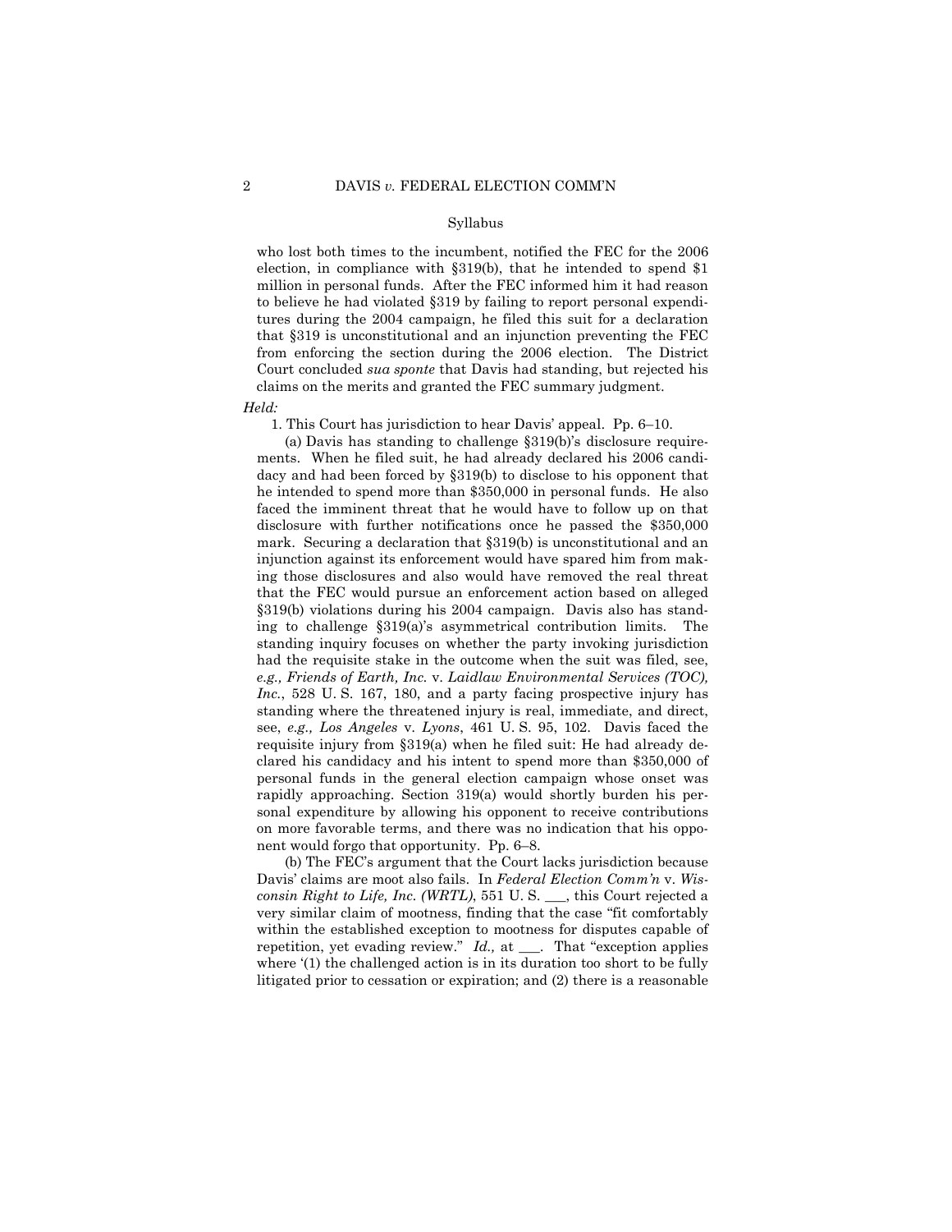who lost both times to the incumbent, notified the FEC for the 2006 election, in compliance with §319(b), that he intended to spend $1 million in personal funds. After the FEC informed him it had reason to believe he had violated §319 by failing to report personal expenditures during the 2004 campaign, he filed this suit for a declaration that §319 is unconstitutional and an injunction preventing the FEC from enforcing the section during the 2006 election. The District Court concluded *sua sponte* that Davis had standing, but rejected his claims on the merits and granted the FEC summary judgment.

*Held:*

1. This Court has jurisdiction to hear Davis' appeal. Pp. 6–10.

(a) Davis has standing to challenge §319(b)'s disclosure requirements. When he filed suit, he had already declared his 2006 candidacy and had been forced by §319(b) to disclose to his opponent that he intended to spend more than $350,000 in personal funds. He also faced the imminent threat that he would have to follow up on that disclosure with further notifications once he passed the $350,000 mark. Securing a declaration that §319(b) is unconstitutional and an injunction against its enforcement would have spared him from making those disclosures and also would have removed the real threat that the FEC would pursue an enforcement action based on alleged §319(b) violations during his 2004 campaign. Davis also has standing to challenge §319(a)'s asymmetrical contribution limits. The standing inquiry focuses on whether the party invoking jurisdiction had the requisite stake in the outcome when the suit was filed, see, *e.g., Friends of Earth, Inc.* v. *Laidlaw Environmental Services (TOC), Inc.*, 528 U. S. 167, 180, and a party facing prospective injury has standing where the threatened injury is real, immediate, and direct, see, *e.g., Los Angeles* v. *Lyons*, 461 U. S. 95, 102. Davis faced the requisite injury from §319(a) when he filed suit: He had already declared his candidacy and his intent to spend more than $350,000 of personal funds in the general election campaign whose onset was rapidly approaching. Section 319(a) would shortly burden his personal expenditure by allowing his opponent to receive contributions on more favorable terms, and there was no indication that his opponent would forgo that opportunity. Pp. 6–8.

(b) The FEC's argument that the Court lacks jurisdiction because Davis' claims are moot also fails. In *Federal Election Comm'n* v. *Wisconsin Right to Life, Inc. (WRTL)*, 551 U. S. ___, this Court rejected a very similar claim of mootness, finding that the case "fit comfortably within the established exception to mootness for disputes capable of repetition, yet evading review." *Id.,* at ___. That "exception applies where '(1) the challenged action is in its duration too short to be fully litigated prior to cessation or expiration; and (2) there is a reasonable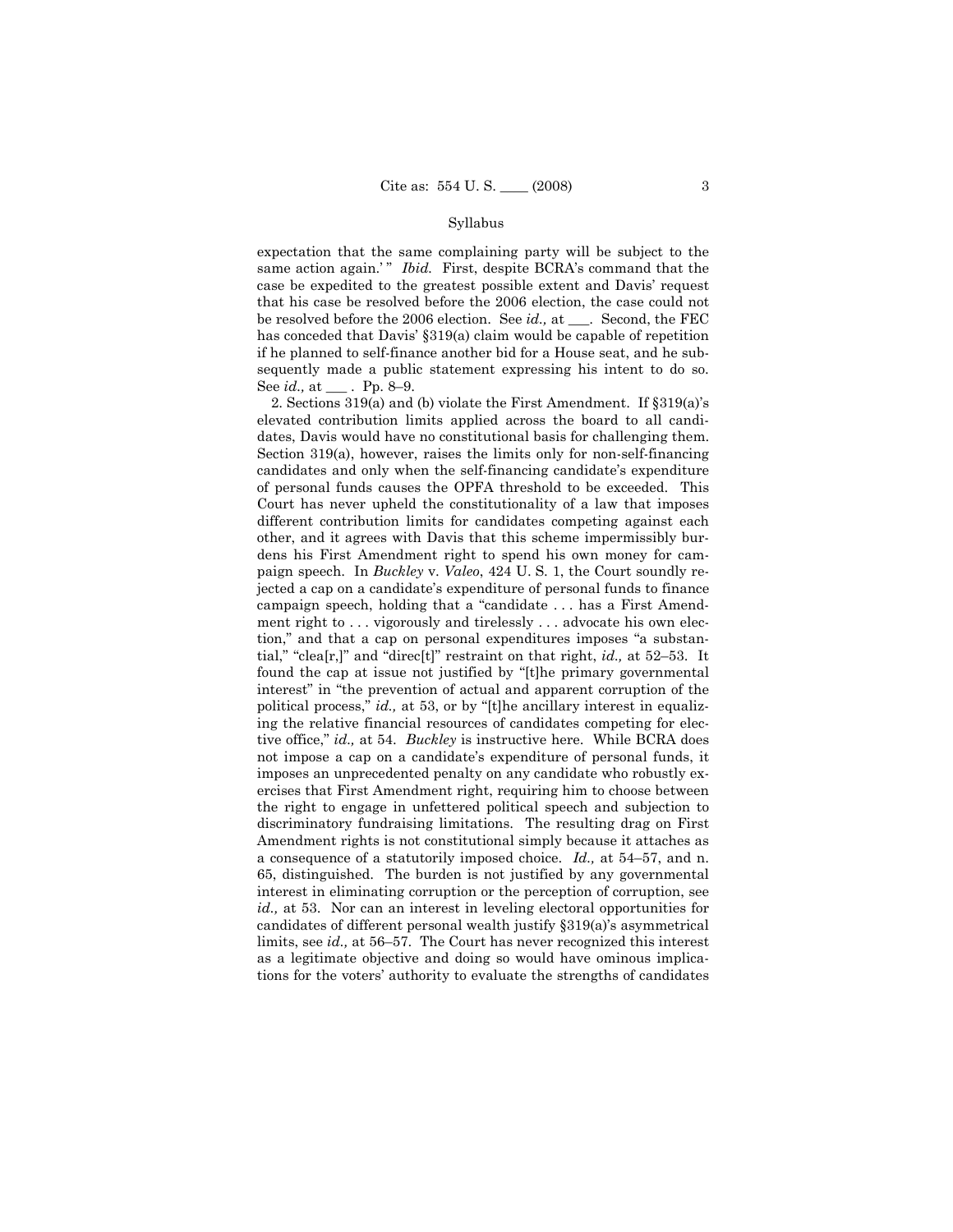expectation that the same complaining party will be subject to the same action again.' " *Ibid.* First, despite BCRA's command that the case be expedited to the greatest possible extent and Davis' request that his case be resolved before the 2006 election, the case could not be resolved before the 2006 election. See *id.,* at ___. Second, the FEC has conceded that Davis' §319(a) claim would be capable of repetition if he planned to self-finance another bid for a House seat, and he subsequently made a public statement expressing his intent to do so. See *id.,* at ___ . Pp. 8–9.

2. Sections 319(a) and (b) violate the First Amendment. If §319(a)'s elevated contribution limits applied across the board to all candidates, Davis would have no constitutional basis for challenging them. Section 319(a), however, raises the limits only for non-self-financing candidates and only when the self-financing candidate's expenditure of personal funds causes the OPFA threshold to be exceeded. This Court has never upheld the constitutionality of a law that imposes different contribution limits for candidates competing against each other, and it agrees with Davis that this scheme impermissibly burdens his First Amendment right to spend his own money for campaign speech. In *Buckley* v. *Valeo*, 424 U. S. 1, the Court soundly rejected a cap on a candidate's expenditure of personal funds to finance campaign speech, holding that a "candidate . . . has a First Amendment right to . . . vigorously and tirelessly . . . advocate his own election," and that a cap on personal expenditures imposes "a substantial," "clea[r,]" and "direc[t]" restraint on that right, *id.,* at 52–53. It found the cap at issue not justified by "[t]he primary governmental interest" in "the prevention of actual and apparent corruption of the political process," *id.,* at 53, or by "[t]he ancillary interest in equalizing the relative financial resources of candidates competing for elective office," *id.,* at 54. *Buckley* is instructive here. While BCRA does not impose a cap on a candidate's expenditure of personal funds, it imposes an unprecedented penalty on any candidate who robustly exercises that First Amendment right, requiring him to choose between the right to engage in unfettered political speech and subjection to discriminatory fundraising limitations. The resulting drag on First Amendment rights is not constitutional simply because it attaches as a consequence of a statutorily imposed choice. *Id.,* at 54–57, and n. 65, distinguished. The burden is not justified by any governmental interest in eliminating corruption or the perception of corruption, see *id.,* at 53. Nor can an interest in leveling electoral opportunities for candidates of different personal wealth justify §319(a)'s asymmetrical limits, see *id.,* at 56–57. The Court has never recognized this interest as a legitimate objective and doing so would have ominous implications for the voters' authority to evaluate the strengths of candidates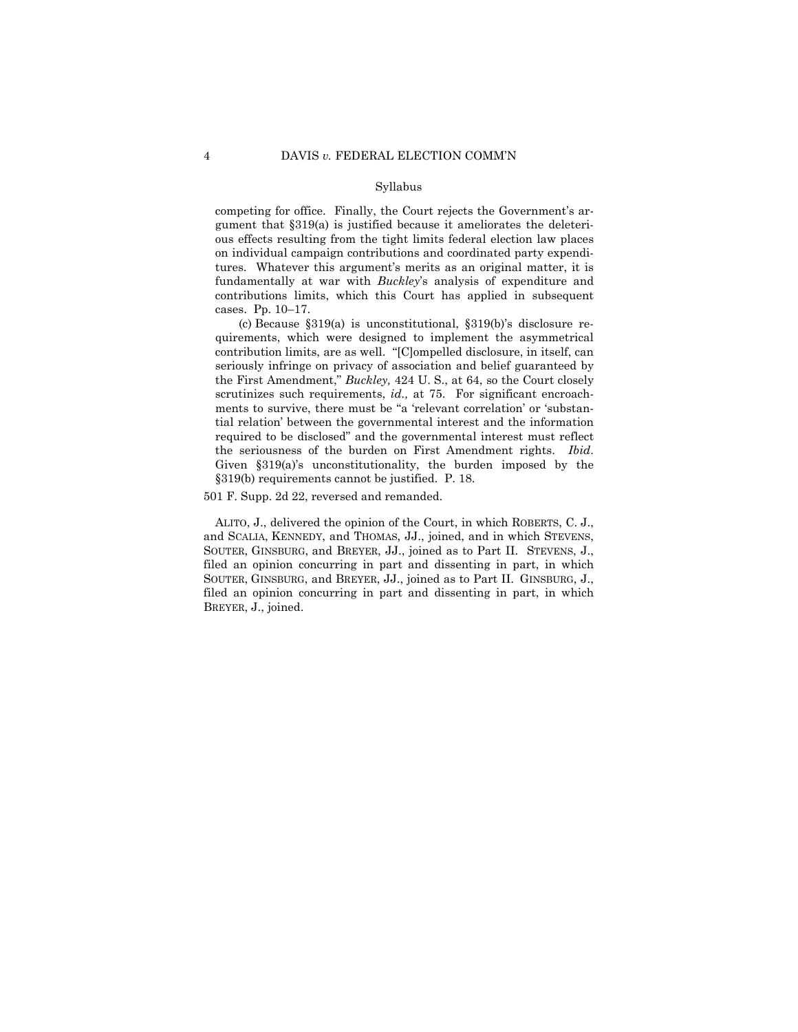Syllabus

competing for office. Finally, the Court rejects the Government's argument that §319(a) is justified because it ameliorates the deleterious effects resulting from the tight limits federal election law places on individual campaign contributions and coordinated party expenditures. Whatever this argument's merits as an original matter, it is fundamentally at war with *Buckley*'s analysis of expenditure and contributions limits, which this Court has applied in subsequent cases. Pp. 10–17.

(c) Because §319(a) is unconstitutional, §319(b)'s disclosure requirements, which were designed to implement the asymmetrical contribution limits, are as well. "[C]ompelled disclosure, in itself, can seriously infringe on privacy of association and belief guaranteed by the First Amendment," *Buckley,* 424 U. S., at 64, so the Court closely scrutinizes such requirements, *id.,* at 75. For significant encroachments to survive, there must be "a 'relevant correlation' or 'substantial relation' between the governmental interest and the information required to be disclosed" and the governmental interest must reflect the seriousness of the burden on First Amendment rights. *Ibid*. Given §319(a)'s unconstitutionality, the burden imposed by the §319(b) requirements cannot be justified. P. 18.

501 F. Supp. 2d 22, reversed and remanded.

ALITO, J., delivered the opinion of the Court, in which ROBERTS, C. J., and SCALIA, KENNEDY, and THOMAS, JJ., joined, and in which STEVENS, SOUTER, GINSBURG, and BREYER, JJ., joined as to Part II. STEVENS, J., filed an opinion concurring in part and dissenting in part, in which SOUTER, GINSBURG, and BREYER, JJ., joined as to Part II. GINSBURG, J., filed an opinion concurring in part and dissenting in part, in which BREYER, J., joined.